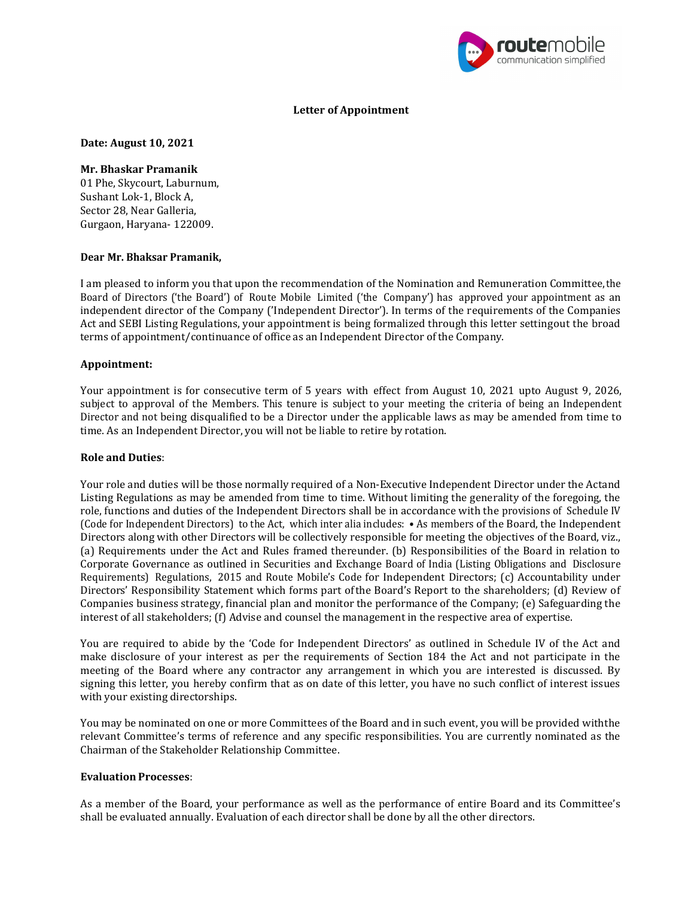**Letter of Appointment**

**Date: August 10, 2021**

**Mr. Bhaskar Pramanik**
01 Phe, Skycourt, Laburnum,
Sushant Lok-1, Block A,
Sector 28, Near Galleria,
Gurgaon, Haryana- 122009.

**Dear Mr. Bhaksar Pramanik,**

I am pleased to inform you that upon the recommendation of the Nomination and Remuneration Committee, the Board of Directors ('the Board') of Route Mobile Limited ('the Company') has approved your appointment as an independent director of the Company ('Independent Director'). In terms of the requirements of the Companies Act and SEBI Listing Regulations, your appointment is being formalized through this letter settingout the broad terms of appointment/continuance of office as an Independent Director of the Company.

**Appointment:**

Your appointment is for consecutive term of 5 years with effect from August 10, 2021 upto August 9, 2026, subject to approval of the Members. This tenure is subject to your meeting the criteria of being an Independent Director and not being disqualified to be a Director under the applicable laws as may be amended from time to time. As an Independent Director, you will not be liable to retire by rotation.

**Role and Duties**:

Your role and duties will be those normally required of a Non-Executive Independent Director under the Actand Listing Regulations as may be amended from time to time. Without limiting the generality of the foregoing, the role, functions and duties of the Independent Directors shall be in accordance with the provisions of Schedule IV (Code for Independent Directors) to the Act, which inter alia includes: • As members of the Board, the Independent Directors along with other Directors will be collectively responsible for meeting the objectives of the Board, viz., (a) Requirements under the Act and Rules framed thereunder. (b) Responsibilities of the Board in relation to Corporate Governance as outlined in Securities and Exchange Board of India (Listing Obligations and Disclosure Requirements) Regulations, 2015 and Route Mobile's Code for Independent Directors; (c) Accountability under Directors' Responsibility Statement which forms part ofthe Board's Report to the shareholders; (d) Review of Companies business strategy, financial plan and monitor the performance of the Company; (e) Safeguarding the interest of all stakeholders; (f) Advise and counsel the management in the respective area of expertise.

You are required to abide by the 'Code for Independent Directors' as outlined in Schedule IV of the Act and make disclosure of your interest as per the requirements of Section 184 the Act and not participate in the meeting of the Board where any contractor any arrangement in which you are interested is discussed. By signing this letter, you hereby confirm that as on date of this letter, you have no such conflict of interest issues with your existing directorships.

You may be nominated on one or more Committees of the Board and in such event, you will be provided withthe relevant Committee's terms of reference and any specific responsibilities. You are currently nominated as the Chairman of the Stakeholder Relationship Committee.

**Evaluation Processes**:

As a member of the Board, your performance as well as the performance of entire Board and its Committee's shall be evaluated annually. Evaluation of each director shall be done by all the other directors.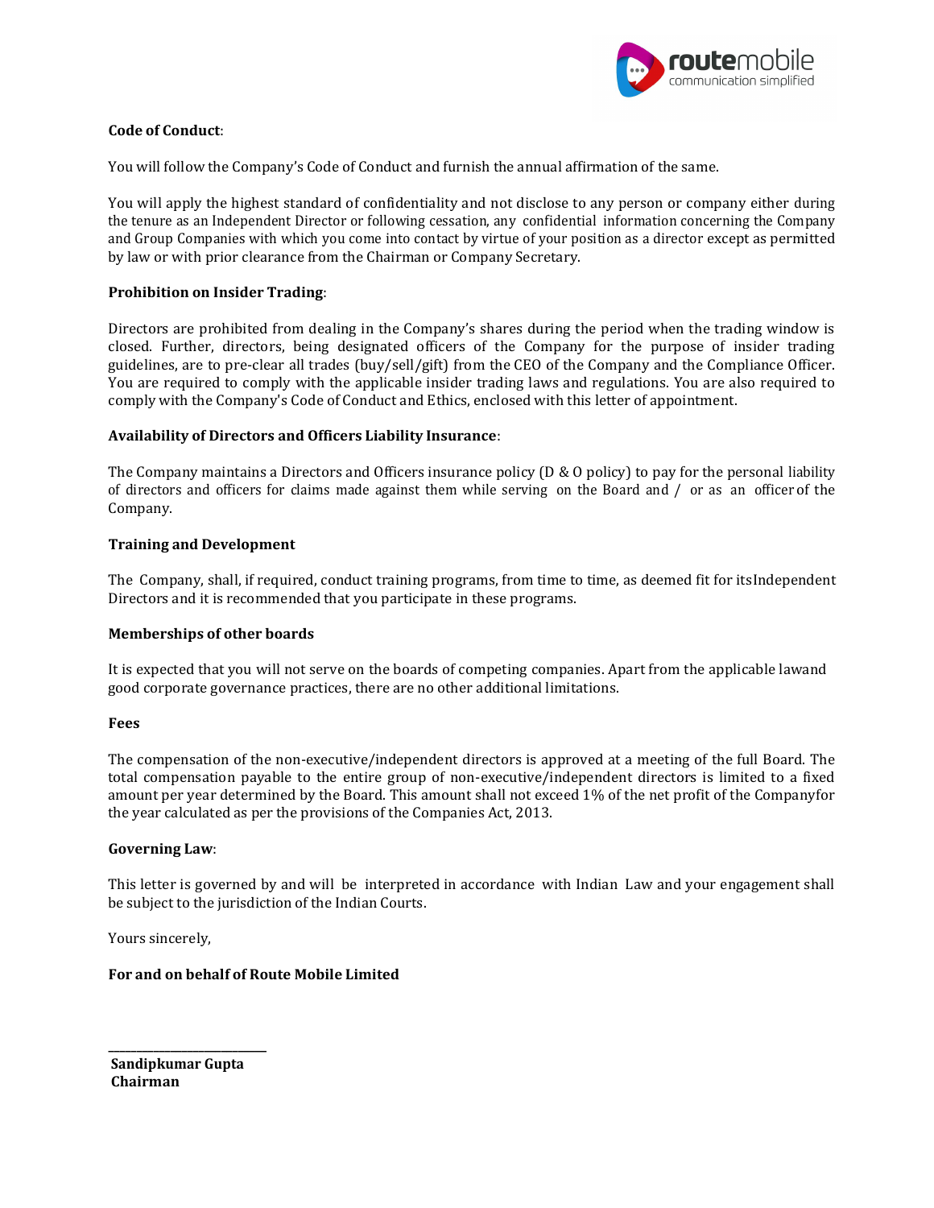**Code of Conduct**:

You will follow the Company's Code of Conduct and furnish the annual affirmation of the same.

You will apply the highest standard of confidentiality and not disclose to any person or company either during the tenure as an Independent Director or following cessation, any confidential information concerning the Company and Group Companies with which you come into contact by virtue of your position as a director except as permitted by law or with prior clearance from the Chairman or Company Secretary.

**Prohibition on Insider Trading**:

Directors are prohibited from dealing in the Company's shares during the period when the trading window is closed. Further, directors, being designated officers of the Company for the purpose of insider trading guidelines, are to pre-clear all trades (buy/sell/gift) from the CEO of the Company and the Compliance Officer. You are required to comply with the applicable insider trading laws and regulations. You are also required to comply with the Company's Code of Conduct and Ethics, enclosed with this letter of appointment.

**Availability of Directors and Officers Liability Insurance**:

The Company maintains a Directors and Officers insurance policy (D & O policy) to pay for the personal liability of directors and officers for claims made against them while serving on the Board and / or as an officer of the Company.

**Training and Development**

The Company, shall, if required, conduct training programs, from time to time, as deemed fit for its Independent Directors and it is recommended that you participate in these programs.

**Memberships of other boards**

It is expected that you will not serve on the boards of competing companies. Apart from the applicable law and good corporate governance practices, there are no other additional limitations.

**Fees**

The compensation of the non-executive/independent directors is approved at a meeting of the full Board. The total compensation payable to the entire group of non-executive/independent directors is limited to a fixed amount per year determined by the Board. This amount shall not exceed 1% of the net profit of the Company for the year calculated as per the provisions of the Companies Act, 2013.

**Governing Law**:

This letter is governed by and will be interpreted in accordance with Indian Law and your engagement shall be subject to the jurisdiction of the Indian Courts.

Yours sincerely,

**For and on behalf of Route Mobile Limited**

\_\_\_\_\_\_\_\_\_\_\_\_\_\_\_\_\_\_\_\_\_\_\_\_\_\_

**Sandipkumar Gupta**
**Chairman**